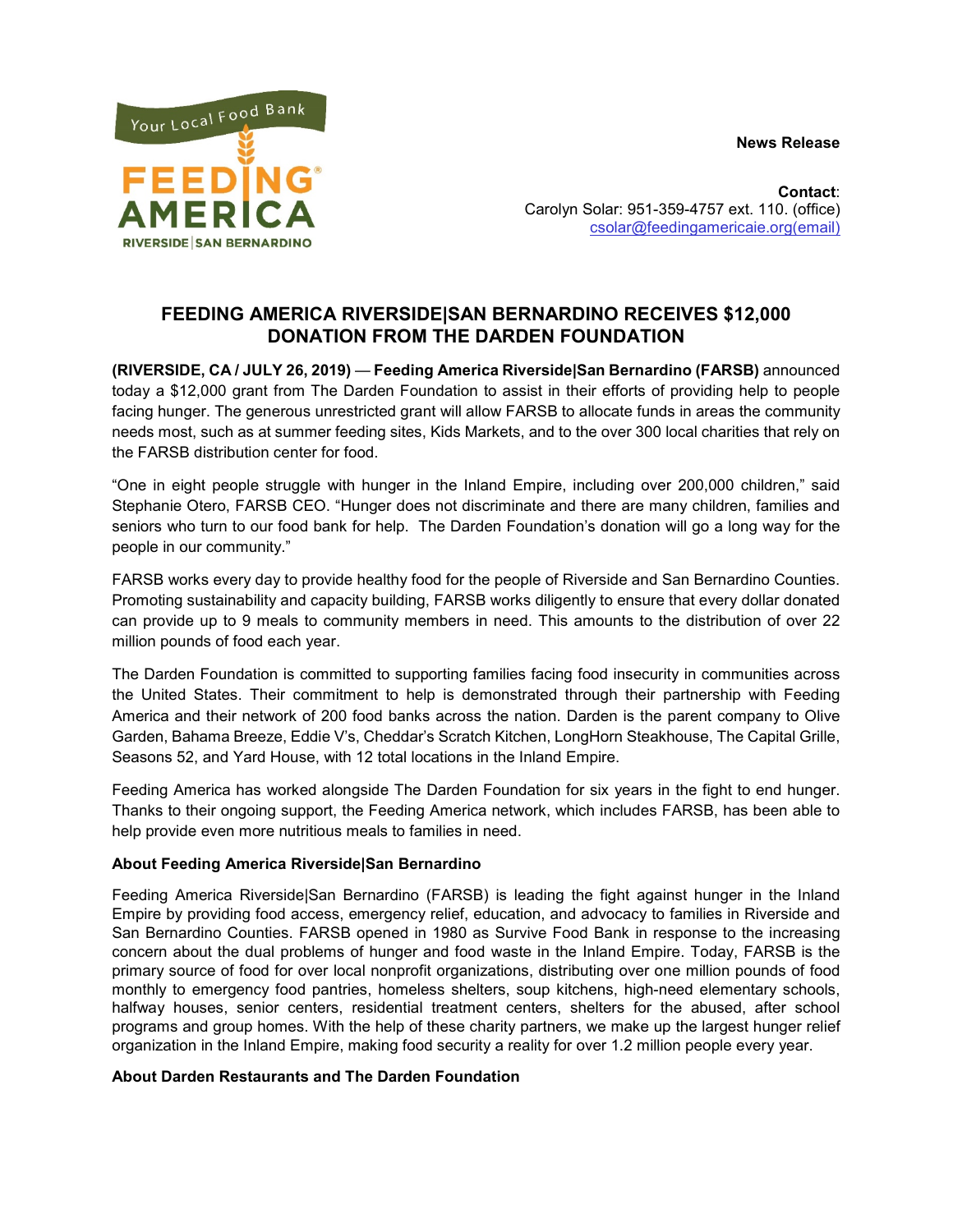Your Local Food Bank
FEEDING AMERICA
RIVERSIDE | SAN BERNARDINO

**News Release**

**Contact**:
Carolyn Solar: 951-359-4757 ext. 110. (office)
csolar@feedingamericaie.org(email)

# FEEDING AMERICA RIVERSIDE|SAN BERNARDINO RECEIVES $12,000 DONATION FROM THE DARDEN FOUNDATION

**(RIVERSIDE, CA / JULY 26, 2019)** — **Feeding America Riverside|San Bernardino (FARSB)** announced today a $12,000 grant from The Darden Foundation to assist in their efforts of providing help to people facing hunger. The generous unrestricted grant will allow FARSB to allocate funds in areas the community needs most, such as at summer feeding sites, Kids Markets, and to the over 300 local charities that rely on the FARSB distribution center for food.

“One in eight people struggle with hunger in the Inland Empire, including over 200,000 children,” said Stephanie Otero, FARSB CEO. “Hunger does not discriminate and there are many children, families and seniors who turn to our food bank for help. The Darden Foundation’s donation will go a long way for the people in our community.”

FARSB works every day to provide healthy food for the people of Riverside and San Bernardino Counties. Promoting sustainability and capacity building, FARSB works diligently to ensure that every dollar donated can provide up to 9 meals to community members in need. This amounts to the distribution of over 22 million pounds of food each year.

The Darden Foundation is committed to supporting families facing food insecurity in communities across the United States. Their commitment to help is demonstrated through their partnership with Feeding America and their network of 200 food banks across the nation. Darden is the parent company to Olive Garden, Bahama Breeze, Eddie V’s, Cheddar’s Scratch Kitchen, LongHorn Steakhouse, The Capital Grille, Seasons 52, and Yard House, with 12 total locations in the Inland Empire.

Feeding America has worked alongside The Darden Foundation for six years in the fight to end hunger. Thanks to their ongoing support, the Feeding America network, which includes FARSB, has been able to help provide even more nutritious meals to families in need.

**About Feeding America Riverside|San Bernardino**

Feeding America Riverside|San Bernardino (FARSB) is leading the fight against hunger in the Inland Empire by providing food access, emergency relief, education, and advocacy to families in Riverside and San Bernardino Counties. FARSB opened in 1980 as Survive Food Bank in response to the increasing concern about the dual problems of hunger and food waste in the Inland Empire. Today, FARSB is the primary source of food for over local nonprofit organizations, distributing over one million pounds of food monthly to emergency food pantries, homeless shelters, soup kitchens, high-need elementary schools, halfway houses, senior centers, residential treatment centers, shelters for the abused, after school programs and group homes. With the help of these charity partners, we make up the largest hunger relief organization in the Inland Empire, making food security a reality for over 1.2 million people every year.

**About Darden Restaurants and The Darden Foundation**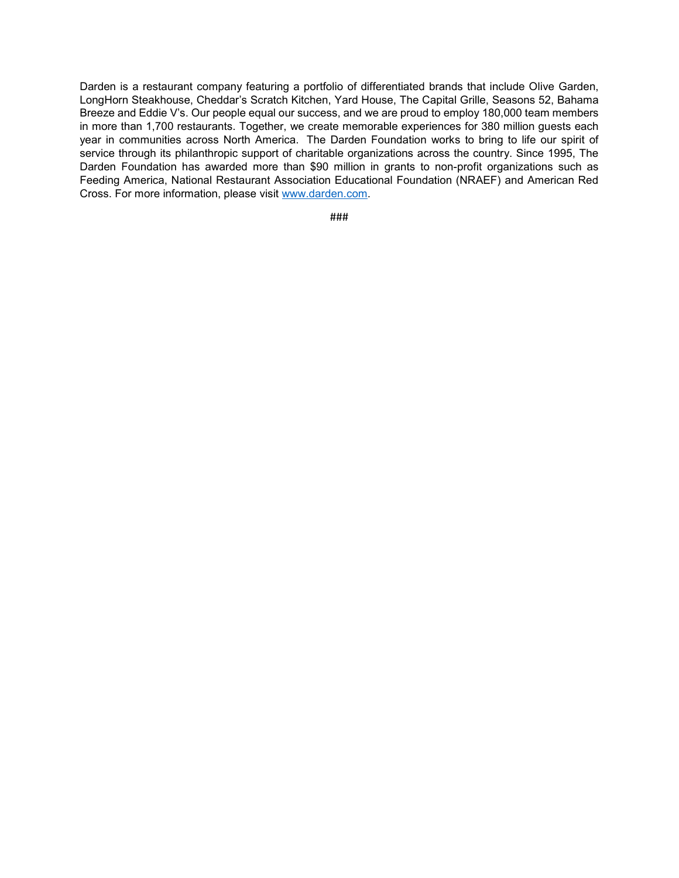Darden is a restaurant company featuring a portfolio of differentiated brands that include Olive Garden, LongHorn Steakhouse, Cheddar's Scratch Kitchen, Yard House, The Capital Grille, Seasons 52, Bahama Breeze and Eddie V's. Our people equal our success, and we are proud to employ 180,000 team members in more than 1,700 restaurants. Together, we create memorable experiences for 380 million guests each year in communities across North America. The Darden Foundation works to bring to life our spirit of service through its philanthropic support of charitable organizations across the country. Since 1995, The Darden Foundation has awarded more than $90 million in grants to non-profit organizations such as Feeding America, National Restaurant Association Educational Foundation (NRAEF) and American Red Cross. For more information, please visit [www.darden.com](http://www.darden.com).

###